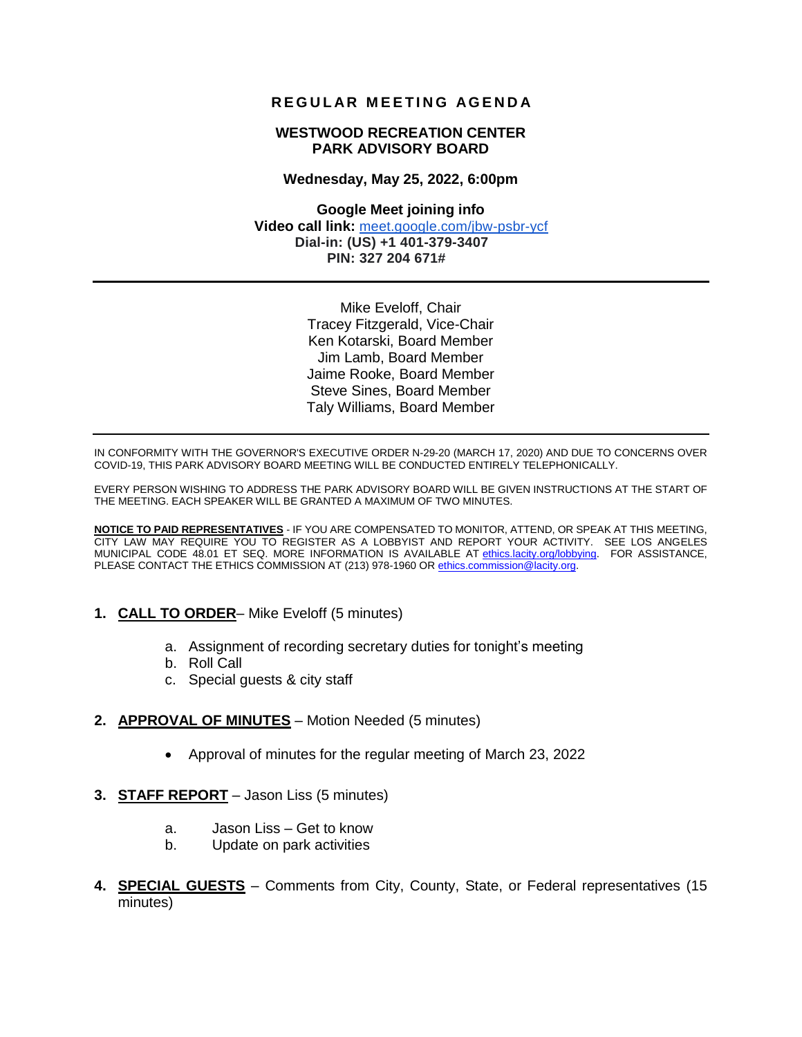# REGULAR MEETING AGENDA

## WESTWOOD RECREATION CENTER
## PARK ADVISORY BOARD

**Wednesday, May 25, 2022, 6:00pm**

**Google Meet joining info**
**Video call link:** meet.google.com/jbw-psbr-ycf
**Dial-in: (US) +1 401-379-3407**
**PIN: 327 204 671#**

---

Mike Eveloff, Chair
Tracey Fitzgerald, Vice-Chair
Ken Kotarski, Board Member
Jim Lamb, Board Member
Jaime Rooke, Board Member
Steve Sines, Board Member
Taly Williams, Board Member

---

IN CONFORMITY WITH THE GOVERNOR'S EXECUTIVE ORDER N-29-20 (MARCH 17, 2020) AND DUE TO CONCERNS OVER COVID-19, THIS PARK ADVISORY BOARD MEETING WILL BE CONDUCTED ENTIRELY TELEPHONICALLY.

EVERY PERSON WISHING TO ADDRESS THE PARK ADVISORY BOARD WILL BE GIVEN INSTRUCTIONS AT THE START OF THE MEETING. EACH SPEAKER WILL BE GRANTED A MAXIMUM OF TWO MINUTES.

**NOTICE TO PAID REPRESENTATIVES** - IF YOU ARE COMPENSATED TO MONITOR, ATTEND, OR SPEAK AT THIS MEETING, CITY LAW MAY REQUIRE YOU TO REGISTER AS A LOBBYIST AND REPORT YOUR ACTIVITY. SEE LOS ANGELES MUNICIPAL CODE 48.01 ET SEQ. MORE INFORMATION IS AVAILABLE AT ethics.lacity.org/lobbying. FOR ASSISTANCE, PLEASE CONTACT THE ETHICS COMMISSION AT (213) 978-1960 OR ethics.commission@lacity.org.

1. **CALL TO ORDER**– Mike Eveloff (5 minutes)
   a. Assignment of recording secretary duties for tonight's meeting
   b. Roll Call
   c. Special guests & city staff

2. **APPROVAL OF MINUTES** – Motion Needed (5 minutes)
   - Approval of minutes for the regular meeting of March 23, 2022

3. **STAFF REPORT** – Jason Liss (5 minutes)
   a. Jason Liss – Get to know
   b. Update on park activities

4. **SPECIAL GUESTS** – Comments from City, County, State, or Federal representatives (15 minutes)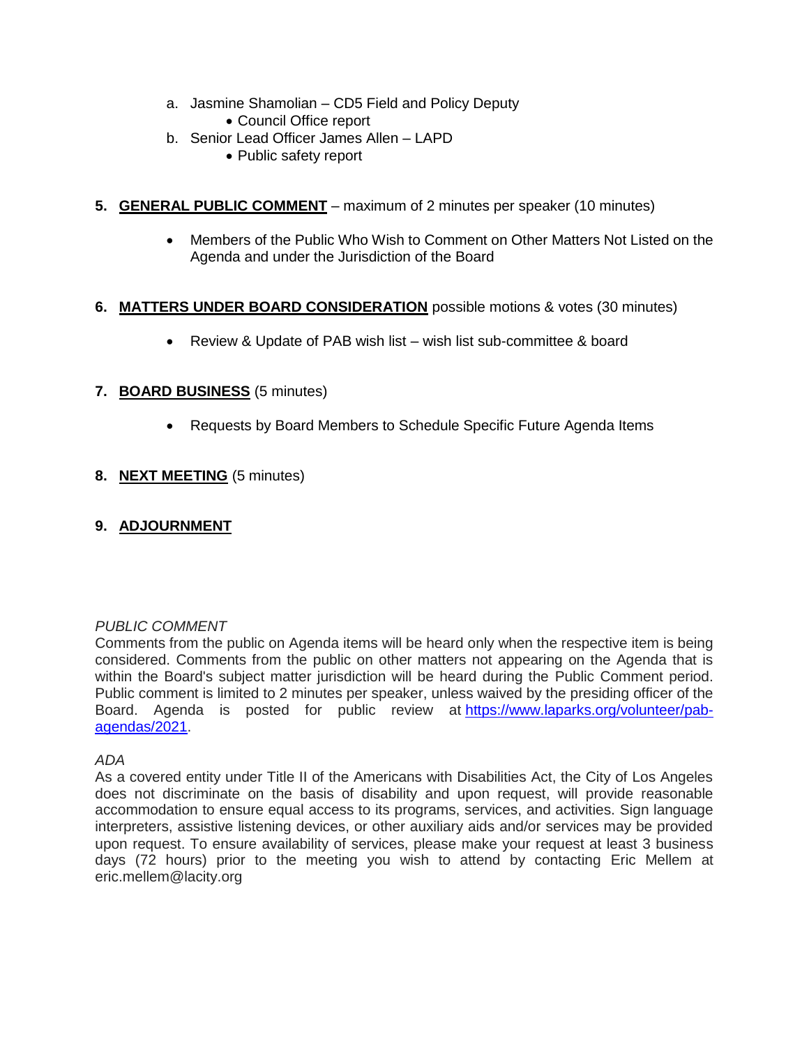a. Jasmine Shamolian – CD5 Field and Policy Deputy
    - Council Office report
b. Senior Lead Officer James Allen – LAPD
    - Public safety report

5. **GENERAL PUBLIC COMMENT** – maximum of 2 minutes per speaker (10 minutes)

    - Members of the Public Who Wish to Comment on Other Matters Not Listed on the Agenda and under the Jurisdiction of the Board

6. **MATTERS UNDER BOARD CONSIDERATION** possible motions & votes (30 minutes)

    - Review & Update of PAB wish list – wish list sub-committee & board

7. **BOARD BUSINESS** (5 minutes)

    - Requests by Board Members to Schedule Specific Future Agenda Items

8. **NEXT MEETING** (5 minutes)

9. **ADJOURNMENT**

*PUBLIC COMMENT*
Comments from the public on Agenda items will be heard only when the respective item is being considered. Comments from the public on other matters not appearing on the Agenda that is within the Board's subject matter jurisdiction will be heard during the Public Comment period. Public comment is limited to 2 minutes per speaker, unless waived by the presiding officer of the Board. Agenda is posted for public review at https://www.laparks.org/volunteer/pab-agendas/2021.

*ADA*
As a covered entity under Title II of the Americans with Disabilities Act, the City of Los Angeles does not discriminate on the basis of disability and upon request, will provide reasonable accommodation to ensure equal access to its programs, services, and activities. Sign language interpreters, assistive listening devices, or other auxiliary aids and/or services may be provided upon request. To ensure availability of services, please make your request at least 3 business days (72 hours) prior to the meeting you wish to attend by contacting Eric Mellem at eric.mellem@lacity.org